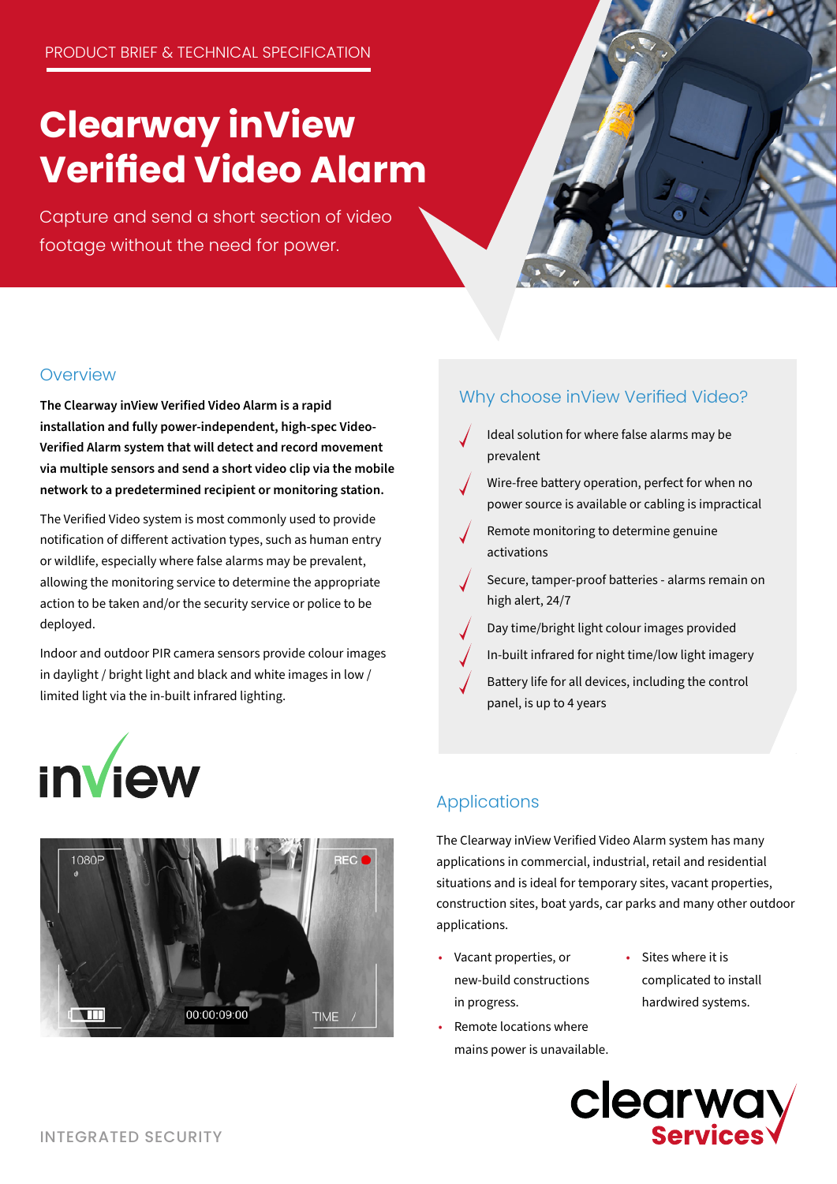PRODUCT BRIEF & TECHNICAL SPECIFICATION

# Clearway inView Verified Video Alarm

Capture and send a short section of video footage without the need for power.

## Overview

**The Clearway inView Verified Video Alarm is a rapid installation and fully power-independent, high-spec Video-Verified Alarm system that will detect and record movement via multiple sensors and send a short video clip via the mobile network to a predetermined recipient or monitoring station.**

The Verified Video system is most commonly used to provide notification of different activation types, such as human entry or wildlife, especially where false alarms may be prevalent, allowing the monitoring service to determine the appropriate action to be taken and/or the security service or police to be deployed.

Indoor and outdoor PIR camera sensors provide colour images in daylight / bright light and black and white images in low / limited light via the in-built infrared lighting.

## Why choose inView Verified Video?

- Ideal solution for where false alarms may be prevalent
- Wire-free battery operation, perfect for when no power source is available or cabling is impractical
- Remote monitoring to determine genuine activations
- Secure, tamper-proof batteries - alarms remain on high alert, 24/7
- Day time/bright light colour images provided
- In-built infrared for night time/low light imagery
- Battery life for all devices, including the control panel, is up to 4 years

## Applications

The Clearway inView Verified Video Alarm system has many applications in commercial, industrial, retail and residential situations and is ideal for temporary sites, vacant properties, construction sites, boat yards, car parks and many other outdoor applications.

- Vacant properties, or new-build constructions in progress.
- Remote locations where mains power is unavailable.
- Sites where it is complicated to install hardwired systems.

INTEGRATED SECURITY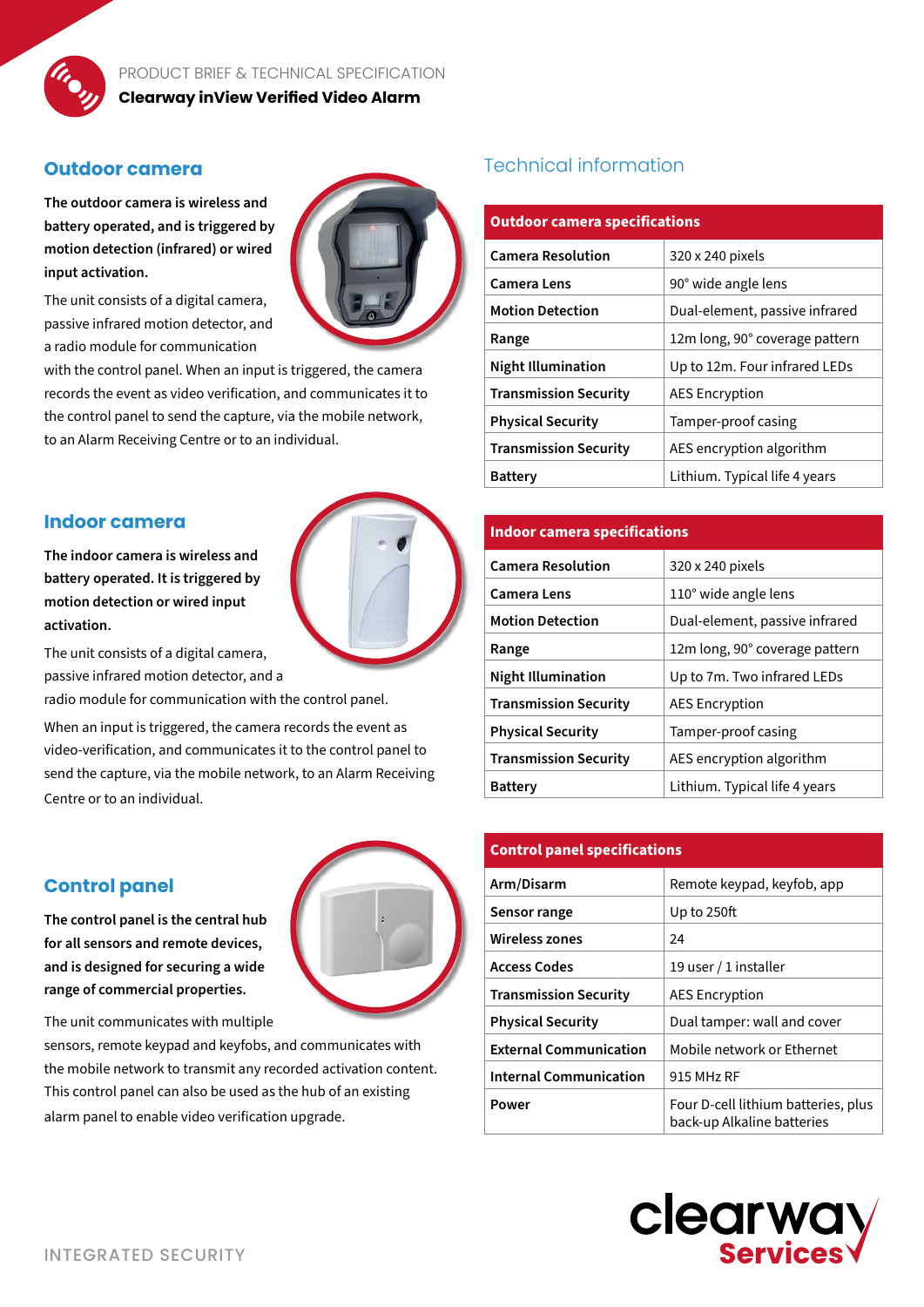PRODUCT BRIEF & TECHNICAL SPECIFICATION

**Clearway inView Verified Video Alarm**

## Outdoor camera

**The outdoor camera is wireless and battery operated, and is triggered by motion detection (infrared) or wired input activation.**

The unit consists of a digital camera, passive infrared motion detector, and a radio module for communication with the control panel. When an input is triggered, the camera records the event as video verification, and communicates it to the control panel to send the capture, via the mobile network, to an Alarm Receiving Centre or to an individual.

## Indoor camera

**The indoor camera is wireless and battery operated. It is triggered by motion detection or wired input activation.**

The unit consists of a digital camera, passive infrared motion detector, and a radio module for communication with the control panel.

When an input is triggered, the camera records the event as video-verification, and communicates it to the control panel to send the capture, via the mobile network, to an Alarm Receiving Centre or to an individual.

## Control panel

**The control panel is the central hub for all sensors and remote devices, and is designed for securing a wide range of commercial properties.**

The unit communicates with multiple sensors, remote keypad and keyfobs, and communicates with the mobile network to transmit any recorded activation content. This control panel can also be used as the hub of an existing alarm panel to enable video verification upgrade.

## Technical information

| Outdoor camera specifications | |
|---|---|
| **Camera Resolution** | 320 x 240 pixels |
| **Camera Lens** | 90° wide angle lens |
| **Motion Detection** | Dual-element, passive infrared |
| **Range** | 12m long, 90° coverage pattern |
| **Night Illumination** | Up to 12m. Four infrared LEDs |
| **Transmission Security** | AES Encryption |
| **Physical Security** | Tamper-proof casing |
| **Transmission Security** | AES encryption algorithm |
| **Battery** | Lithium. Typical life 4 years |

| Indoor camera specifications | |
|---|---|
| **Camera Resolution** | 320 x 240 pixels |
| **Camera Lens** | 110° wide angle lens |
| **Motion Detection** | Dual-element, passive infrared |
| **Range** | 12m long, 90° coverage pattern |
| **Night Illumination** | Up to 7m. Two infrared LEDs |
| **Transmission Security** | AES Encryption |
| **Physical Security** | Tamper-proof casing |
| **Transmission Security** | AES encryption algorithm |
| **Battery** | Lithium. Typical life 4 years |

| Control panel specifications | |
|---|---|
| **Arm/Disarm** | Remote keypad, keyfob, app |
| **Sensor range** | Up to 250ft |
| **Wireless zones** | 24 |
| **Access Codes** | 19 user / 1 installer |
| **Transmission Security** | AES Encryption |
| **Physical Security** | Dual tamper: wall and cover |
| **External Communication** | Mobile network or Ethernet |
| **Internal Communication** | 915 MHz RF |
| **Power** | Four D-cell lithium batteries, plus back-up Alkaline batteries |

INTEGRATED SECURITY

clearway Services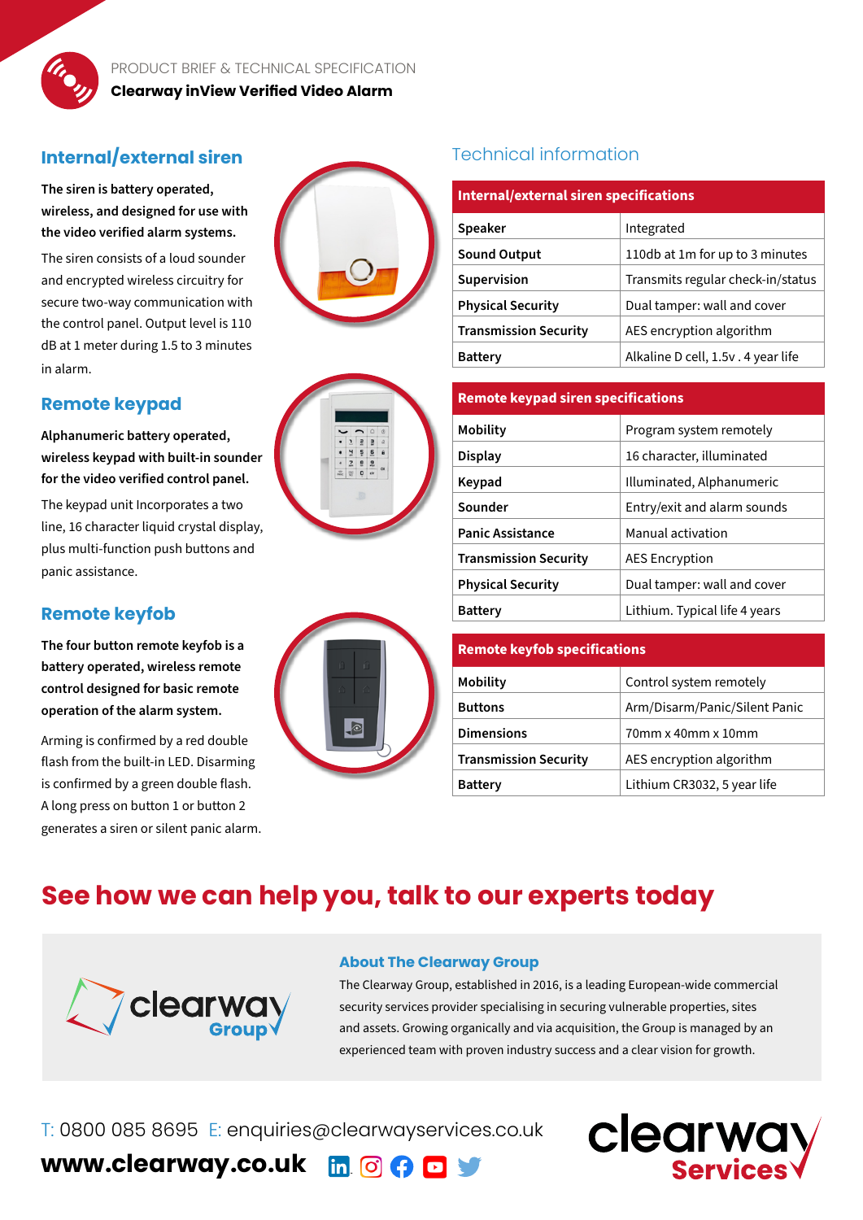PRODUCT BRIEF & TECHNICAL SPECIFICATION

**Clearway inView Verified Video Alarm**

## Internal/external siren

**The siren is battery operated, wireless, and designed for use with the video verified alarm systems.**

The siren consists of a loud sounder and encrypted wireless circuitry for secure two-way communication with the control panel. Output level is 110 dB at 1 meter during 1.5 to 3 minutes in alarm.

## Remote keypad

**Alphanumeric battery operated, wireless keypad with built-in sounder for the video verified control panel.**

The keypad unit Incorporates a two line, 16 character liquid crystal display, plus multi-function push buttons and panic assistance.

## Remote keyfob

**The four button remote keyfob is a battery operated, wireless remote control designed for basic remote operation of the alarm system.**

Arming is confirmed by a red double flash from the built-in LED. Disarming is confirmed by a green double flash. A long press on button 1 or button 2 generates a siren or silent panic alarm.

## Technical information

| Internal/external siren specifications | |
|---|---|
| **Speaker** | Integrated |
| **Sound Output** | 110db at 1m for up to 3 minutes |
| **Supervision** | Transmits regular check-in/status |
| **Physical Security** | Dual tamper: wall and cover |
| **Transmission Security** | AES encryption algorithm |
| **Battery** | Alkaline D cell, 1.5v . 4 year life |

| Remote keypad siren specifications | |
|---|---|
| **Mobility** | Program system remotely |
| **Display** | 16 character, illuminated |
| **Keypad** | Illuminated, Alphanumeric |
| **Sounder** | Entry/exit and alarm sounds |
| **Panic Assistance** | Manual activation |
| **Transmission Security** | AES Encryption |
| **Physical Security** | Dual tamper: wall and cover |
| **Battery** | Lithium. Typical life 4 years |

| Remote keyfob specifications | |
|---|---|
| **Mobility** | Control system remotely |
| **Buttons** | Arm/Disarm/Panic/Silent Panic |
| **Dimensions** | 70mm x 40mm x 10mm |
| **Transmission Security** | AES encryption algorithm |
| **Battery** | Lithium CR3032, 5 year life |

## See how we can help you, talk to our experts today

### About The Clearway Group

The Clearway Group, established in 2016, is a leading European-wide commercial security services provider specialising in securing vulnerable properties, sites and assets. Growing organically and via acquisition, the Group is managed by an experienced team with proven industry success and a clear vision for growth.

T: 0800 085 8695 E: enquiries@clearwayservices.co.uk

**www.clearway.co.uk**